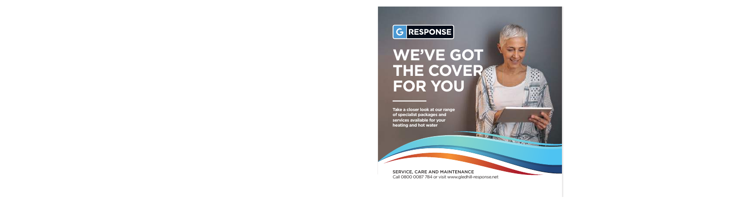G RESPONSE

# WE'VE GOT THE COVER FOR YOU

**Take a closer look at our range of specialist packages and services available for your heating and hot water**

SERVICE, CARE AND MAINTENANCE
Call 0800 0087 784 or visit www.gledhill-response.net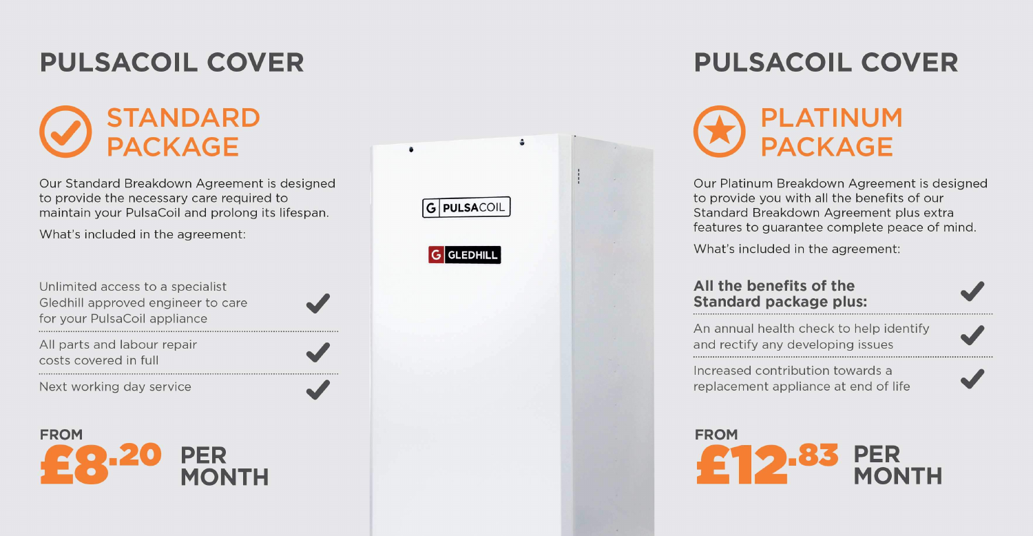# PULSACOIL COVER

## STANDARD PACKAGE

Our Standard Breakdown Agreement is designed to provide the necessary care required to maintain your PulsaCoil and prolong its lifespan.

What's included in the agreement:

- Unlimited access to a specialist Gledhill approved engineer to care for your PulsaCoil appliance ✔
- All parts and labour repair costs covered in full ✔
- Next working day service ✔

**FROM £8.20 PER MONTH**

# PULSACOIL COVER

## PLATINUM PACKAGE

Our Platinum Breakdown Agreement is designed to provide you with all the benefits of our Standard Breakdown Agreement plus extra features to guarantee complete peace of mind.

What's included in the agreement:

- **All the benefits of the Standard package plus:** ✔
- An annual health check to help identify and rectify any developing issues ✔
- Increased contribution towards a replacement appliance at end of life ✔

**FROM £12.83 PER MONTH**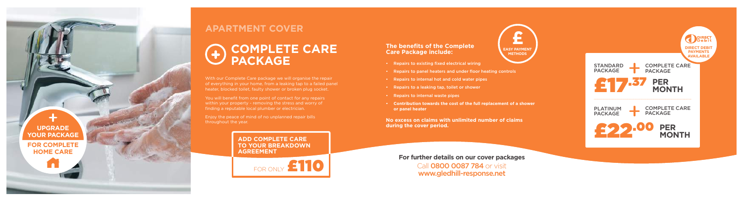**UPGRADE YOUR PACKAGE**

**FOR COMPLETE HOME CARE**

## APARTMENT COVER

# COMPLETE CARE PACKAGE

With our Complete Care package we will organise the repair of everything in your home, from a leaking tap to a failed panel heater, blocked toilet, faulty shower or broken plug socket.

You will benefit from one point of contact for any repairs within your property - removing the stress and worry of finding a reputable local plumber or electrician.

Enjoy the peace of mind of no unplanned repair bills throughout the year.

**ADD COMPLETE CARE TO YOUR BREAKDOWN AGREEMENT**

FOR ONLY **£110**

### The benefits of the Complete Care Package include:

- Repairs to existing fixed electrical wiring
- Repairs to panel heaters and under floor heating controls
- Repairs to internal hot and cold water pipes
- Repairs to a leaking tap, toilet or shower
- Repairs to internal waste pipes
- **Contribution towards the cost of the full replacement of a shower or panel heater**

**No excess on claims with unlimited number of claims during the cover period.**

**£ EASY PAYMENT METHODS**

**DIRECT DEBIT PAYMENTS AVAILABLE**

STANDARD PACKAGE + COMPLETE CARE PACKAGE

**£17.37 PER MONTH**

PLATINUM PACKAGE + COMPLETE CARE PACKAGE

**£22.00 PER MONTH**

**For further details on our cover packages**

Call **0800 0087 784** or visit **www.gledhill-response.net**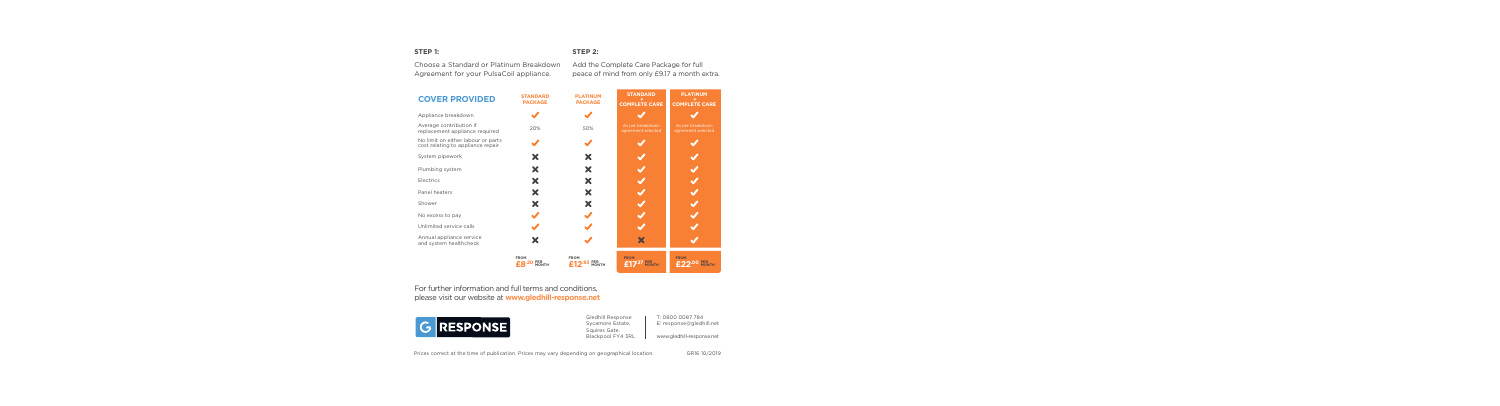**STEP 1:**

Choose a Standard or Platinum Breakdown Agreement for your PulsaCoil appliance.

**STEP 2:**

Add the Complete Care Package for full peace of mind from only £9.17 a month extra.

| COVER PROVIDED | STANDARD PACKAGE | PLATINUM PACKAGE | STANDARD + COMPLETE CARE | PLATINUM + COMPLETE CARE |
|---|---|---|---|---|
| Appliance breakdown | ✔ | ✔ | ✔ | ✔ |
| Average contribution if replacement appliance required | 20% | 50% | As per breakdown agreement selected | As per breakdown agreement selected |
| No limit on either labour or parts cost relating to appliance repair | ✔ | ✔ | ✔ | ✔ |
| System pipework | ✖ | ✖ | ✔ | ✔ |
| Plumbing system | ✖ | ✖ | ✔ | ✔ |
| Electrics | ✖ | ✖ | ✔ | ✔ |
| Panel heaters | ✖ | ✖ | ✔ | ✔ |
| Shower | ✖ | ✖ | ✔ | ✔ |
| No excess to pay | ✔ | ✔ | ✔ | ✔ |
| Unlimited service calls | ✔ | ✔ | ✔ | ✔ |
| Annual appliance service and system healthcheck | ✖ | ✔ | ✖ | ✔ |
| | FROM £8.20 PER MONTH | FROM £12.83 PER MONTH | FROM £17.37 PER MONTH | FROM £22.00 PER MONTH |

For further information and full terms and conditions, please visit our website at **www.gledhill-response.net**

G RESPONSE

Gledhill Response
Sycamore Estate,
Squires Gate,
Blackpool FY4 3RL

T: 0800 0087 784
E: response@gledhill.net

www.gledhill-response.net

Prices correct at the time of publication. Prices may vary depending on geographical location.

GR16 10/2019